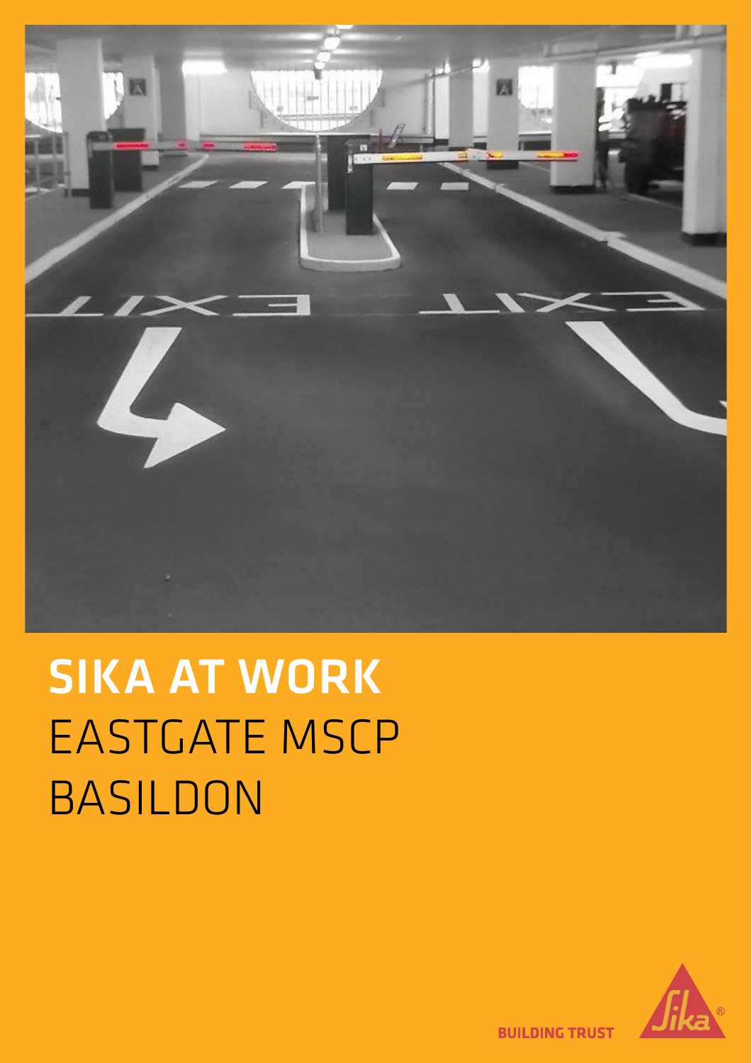# SIKA AT WORK

## EASTGATE MSCP
## BASILDON

BUILDING TRUST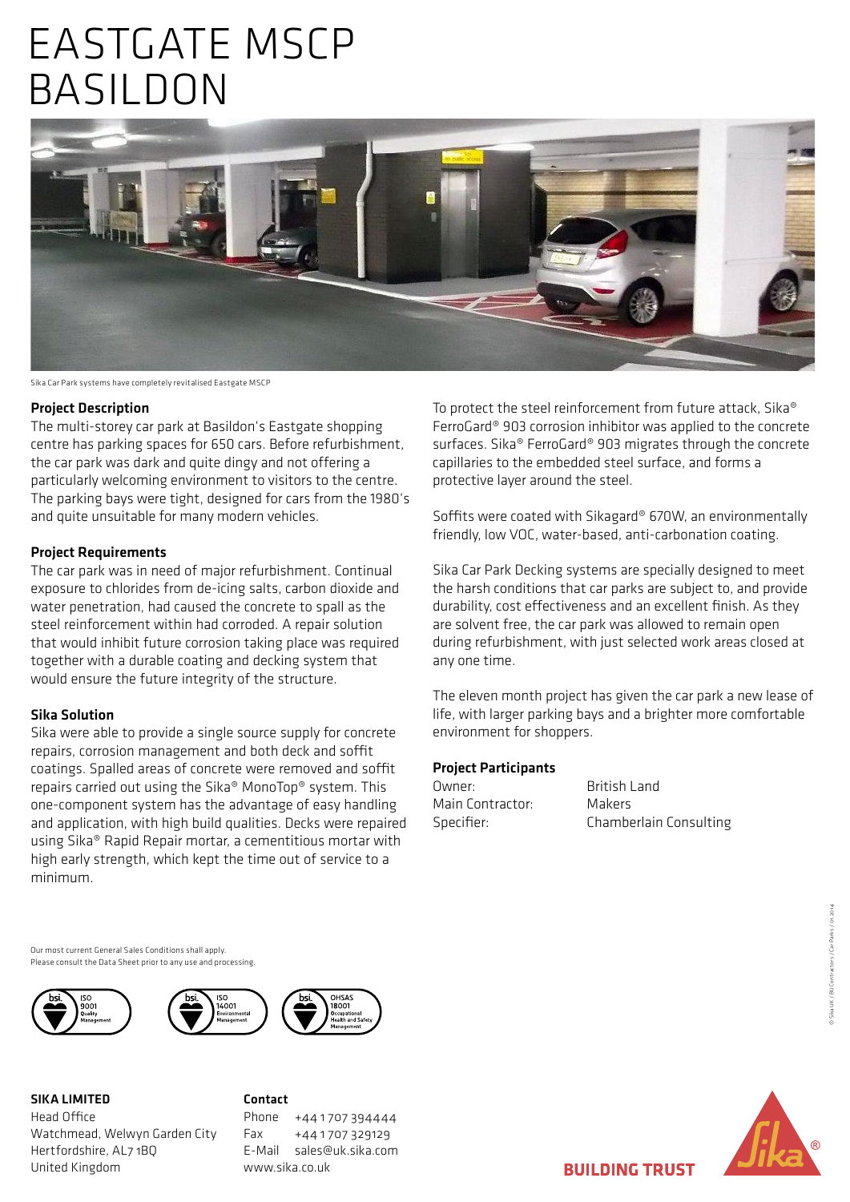# EASTGATE MSCP BASILDON

Sika Car Park systems have completely revitalised Eastgate MSCP

### Project Description

The multi-storey car park at Basildon's Eastgate shopping centre has parking spaces for 650 cars. Before refurbishment, the car park was dark and quite dingy and not offering a particularly welcoming environment to visitors to the centre. The parking bays were tight, designed for cars from the 1980's and quite unsuitable for many modern vehicles.

### Project Requirements

The car park was in need of major refurbishment. Continual exposure to chlorides from de-icing salts, carbon dioxide and water penetration, had caused the concrete to spall as the steel reinforcement within had corroded. A repair solution that would inhibit future corrosion taking place was required together with a durable coating and decking system that would ensure the future integrity of the structure.

### Sika Solution

Sika were able to provide a single source supply for concrete repairs, corrosion management and both deck and soffit coatings. Spalled areas of concrete were removed and soffit repairs carried out using the Sika® MonoTop® system. This one-component system has the advantage of easy handling and application, with high build qualities. Decks were repaired using Sika® Rapid Repair mortar, a cementitious mortar with high early strength, which kept the time out of service to a minimum.

To protect the steel reinforcement from future attack, Sika® FerroGard® 903 corrosion inhibitor was applied to the concrete surfaces. Sika® FerroGard® 903 migrates through the concrete capillaries to the embedded steel surface, and forms a protective layer around the steel.

Soffits were coated with Sikagard® 670W, an environmentally friendly, low VOC, water-based, anti-carbonation coating.

Sika Car Park Decking systems are specially designed to meet the harsh conditions that car parks are subject to, and provide durability, cost effectiveness and an excellent finish. As they are solvent free, the car park was allowed to remain open during refurbishment, with just selected work areas closed at any one time.

The eleven month project has given the car park a new lease of life, with larger parking bays and a brighter more comfortable environment for shoppers.

### Project Participants

| | |
|---|---|
| Owner: | British Land |
| Main Contractor: | Makers |
| Specifier: | Chamberlain Consulting |

Our most current General Sales Conditions shall apply.
Please consult the Data Sheet prior to any use and processing.

bsi. ISO 9001 Quality Management
bsi. ISO 14001 Environmental Management
bsi. OHSAS 18001 Occupational Health and Safety Management

**SIKA LIMITED**
Head Office
Watchmead, Welwyn Garden City
Hertfordshire, AL7 1BQ
United Kingdom

**Contact**
Phone +44 1707 394444
Fax +44 1707 329129
E-Mail sales@uk.sika.com
www.sika.co.uk

**BUILDING TRUST**

© Sika UK / BU Contractors / Car Parks / 01.2014